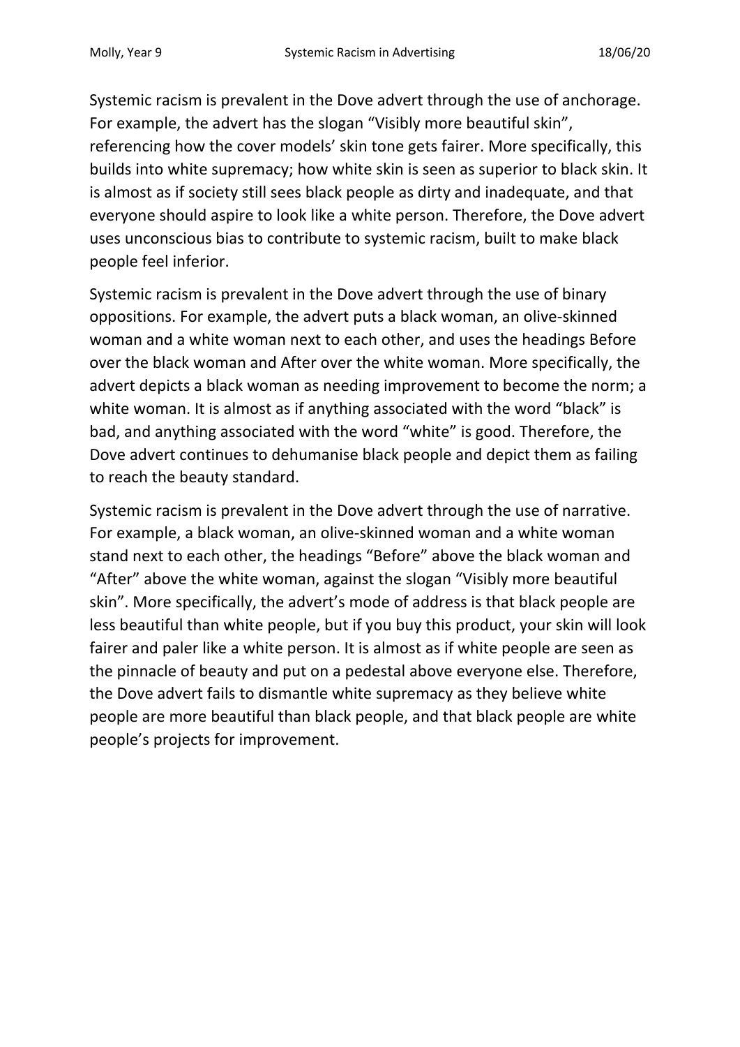Systemic racism is prevalent in the Dove advert through the use of anchorage. For example, the advert has the slogan "Visibly more beautiful skin", referencing how the cover models' skin tone gets fairer. More specifically, this builds into white supremacy; how white skin is seen as superior to black skin. It is almost as if society still sees black people as dirty and inadequate, and that everyone should aspire to look like a white person. Therefore, the Dove advert uses unconscious bias to contribute to systemic racism, built to make black people feel inferior.

Systemic racism is prevalent in the Dove advert through the use of binary oppositions. For example, the advert puts a black woman, an olive-skinned woman and a white woman next to each other, and uses the headings Before over the black woman and After over the white woman. More specifically, the advert depicts a black woman as needing improvement to become the norm; a white woman. It is almost as if anything associated with the word "black" is bad, and anything associated with the word "white" is good. Therefore, the Dove advert continues to dehumanise black people and depict them as failing to reach the beauty standard.

Systemic racism is prevalent in the Dove advert through the use of narrative. For example, a black woman, an olive-skinned woman and a white woman stand next to each other, the headings "Before" above the black woman and "After" above the white woman, against the slogan "Visibly more beautiful skin". More specifically, the advert's mode of address is that black people are less beautiful than white people, but if you buy this product, your skin will look fairer and paler like a white person. It is almost as if white people are seen as the pinnacle of beauty and put on a pedestal above everyone else. Therefore, the Dove advert fails to dismantle white supremacy as they believe white people are more beautiful than black people, and that black people are white people's projects for improvement.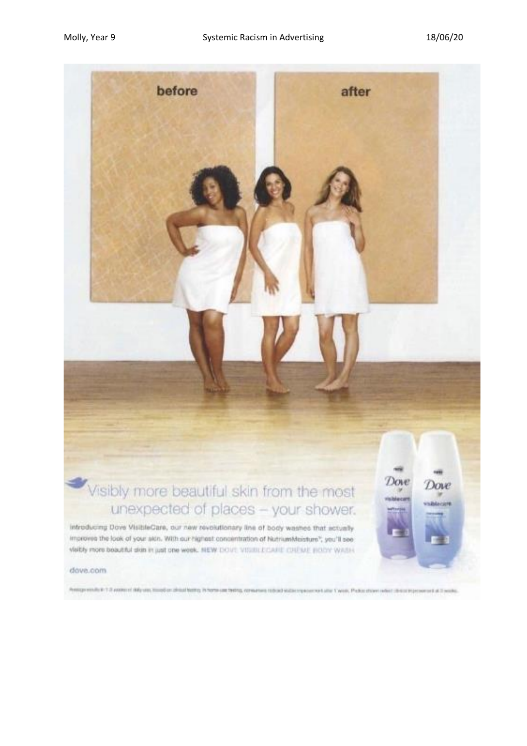before

after

Visibly more beautiful skin from the most unexpected of places – your shower.

Introducing Dove VisibleCare, our new revolutionary line of body washes that actually improves the look of your skin. With our highest concentration of NutriumMoisture*, you'll see visibly more beautiful skin in just one week. NEW DOVE VISIBLECARE CRÈME BODY WASH

dove.com